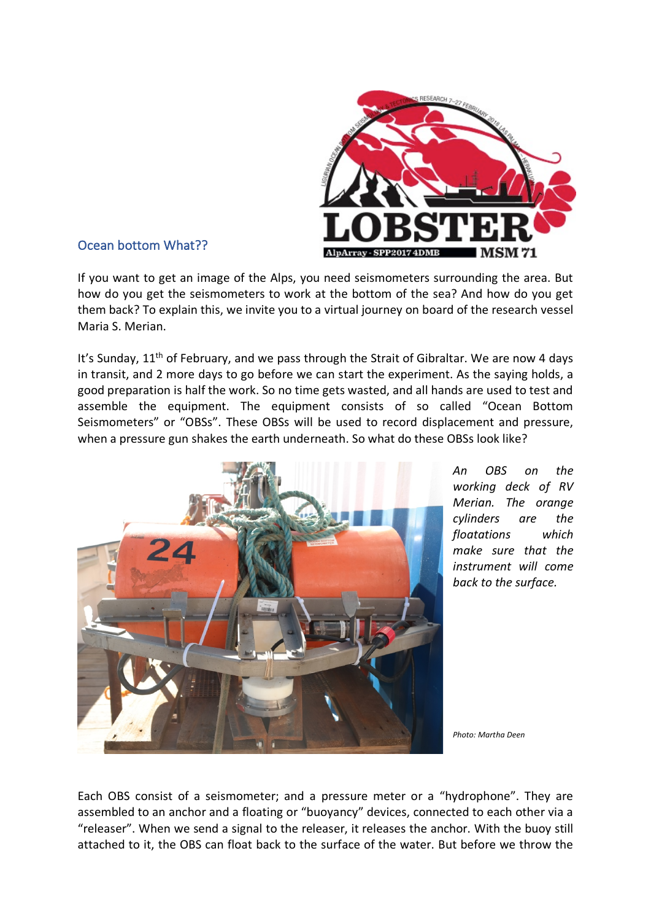## Ocean bottom What??

If you want to get an image of the Alps, you need seismometers surrounding the area. But how do you get the seismometers to work at the bottom of the sea? And how do you get them back? To explain this, we invite you to a virtual journey on board of the research vessel Maria S. Merian.

It's Sunday, 11th of February, and we pass through the Strait of Gibraltar. We are now 4 days in transit, and 2 more days to go before we can start the experiment. As the saying holds, a good preparation is half the work. So no time gets wasted, and all hands are used to test and assemble the equipment. The equipment consists of so called "Ocean Bottom Seismometers" or "OBSs". These OBSs will be used to record displacement and pressure, when a pressure gun shakes the earth underneath. So what do these OBSs look like?

*An OBS on the working deck of RV Merian. The orange cylinders are the floatations which make sure that the instrument will come back to the surface.*

*Photo: Martha Deen*

Each OBS consist of a seismometer; and a pressure meter or a "hydrophone". They are assembled to an anchor and a floating or "buoyancy" devices, connected to each other via a "releaser". When we send a signal to the releaser, it releases the anchor. With the buoy still attached to it, the OBS can float back to the surface of the water. But before we throw the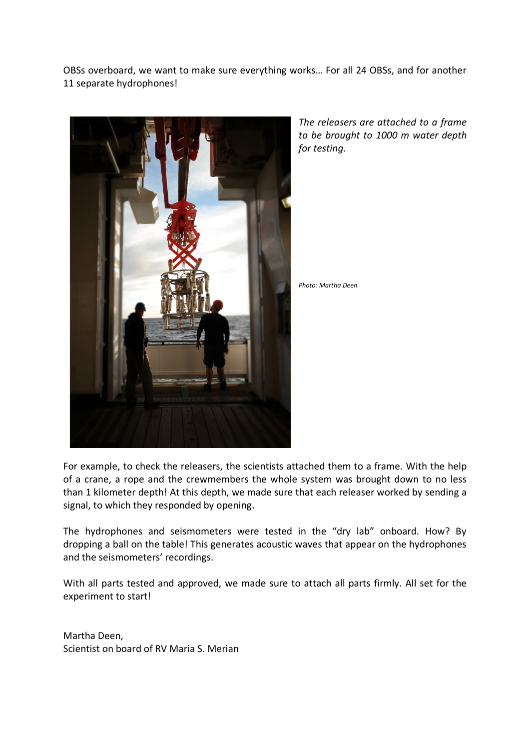OBSs overboard, we want to make sure everything works… For all 24 OBSs, and for another 11 separate hydrophones!

*The releasers are attached to a frame to be brought to 1000 m water depth for testing.*

*Photo: Martha Deen*

For example, to check the releasers, the scientists attached them to a frame. With the help of a crane, a rope and the crewmembers the whole system was brought down to no less than 1 kilometer depth! At this depth, we made sure that each releaser worked by sending a signal, to which they responded by opening.

The hydrophones and seismometers were tested in the "dry lab" onboard. How? By dropping a ball on the table! This generates acoustic waves that appear on the hydrophones and the seismometers' recordings.

With all parts tested and approved, we made sure to attach all parts firmly. All set for the experiment to start!

Martha Deen,
Scientist on board of RV Maria S. Merian